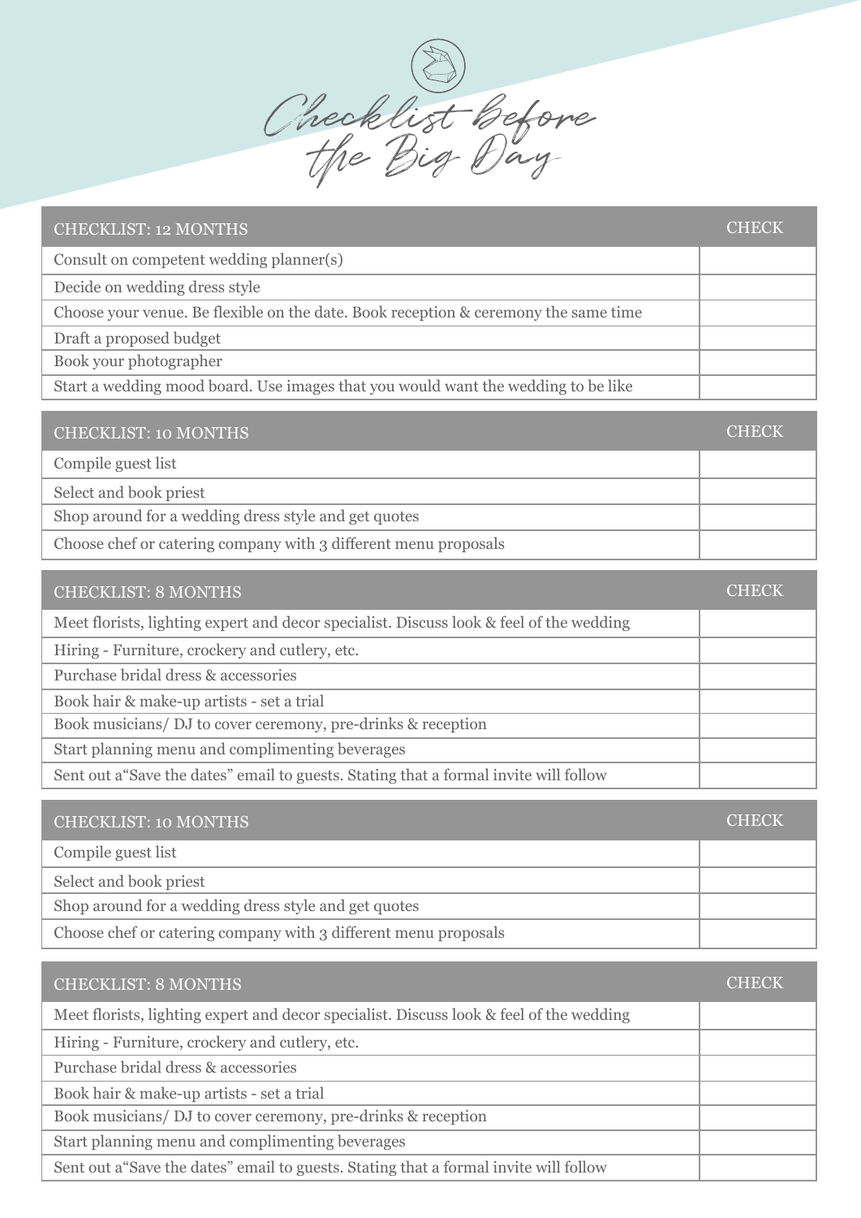# Checklist Before the Big Day

| CHECKLIST: 12 MONTHS | CHECK |
| --- | --- |
| Consult on competent wedding planner(s) | |
| Decide on wedding dress style | |
| Choose your venue. Be flexible on the date. Book reception & ceremony the same time | |
| Draft a proposed budget | |
| Book your photographer | |
| Start a wedding mood board. Use images that you would want the wedding to be like | |

| CHECKLIST: 10 MONTHS | CHECK |
| --- | --- |
| Compile guest list | |
| Select and book priest | |
| Shop around for a wedding dress style and get quotes | |
| Choose chef or catering company with 3 different menu proposals | |

| CHECKLIST: 8 MONTHS | CHECK |
| --- | --- |
| Meet florists, lighting expert and decor specialist. Discuss look & feel of the wedding | |
| Hiring - Furniture, crockery and cutlery, etc. | |
| Purchase bridal dress & accessories | |
| Book hair & make-up artists - set a trial | |
| Book musicians/ DJ to cover ceremony, pre-drinks & reception | |
| Start planning menu and complimenting beverages | |
| Sent out a"Save the dates" email to guests. Stating that a formal invite will follow | |

| CHECKLIST: 10 MONTHS | CHECK |
| --- | --- |
| Compile guest list | |
| Select and book priest | |
| Shop around for a wedding dress style and get quotes | |
| Choose chef or catering company with 3 different menu proposals | |

| CHECKLIST: 8 MONTHS | CHECK |
| --- | --- |
| Meet florists, lighting expert and decor specialist. Discuss look & feel of the wedding | |
| Hiring - Furniture, crockery and cutlery, etc. | |
| Purchase bridal dress & accessories | |
| Book hair & make-up artists - set a trial | |
| Book musicians/ DJ to cover ceremony, pre-drinks & reception | |
| Start planning menu and complimenting beverages | |
| Sent out a"Save the dates" email to guests. Stating that a formal invite will follow | |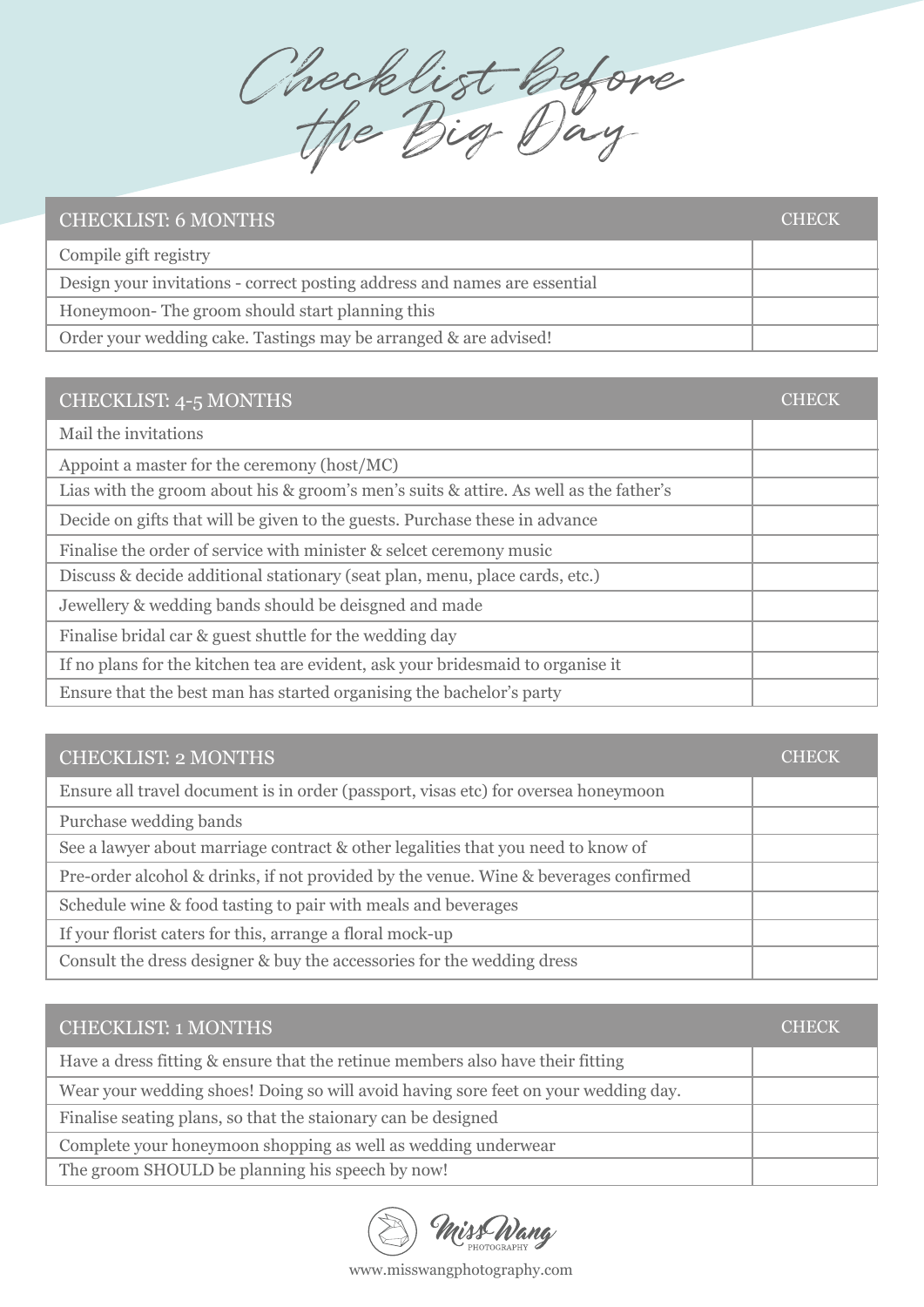# Checklist Before the Big Day

| CHECKLIST: 6 MONTHS | CHECK |
| --- | --- |
| Compile gift registry | |
| Design your invitations - correct posting address and names are essential | |
| Honeymoon- The groom should start planning this | |
| Order your wedding cake. Tastings may be arranged & are advised! | |

| CHECKLIST: 4-5 MONTHS | CHECK |
| --- | --- |
| Mail the invitations | |
| Appoint a master for the ceremony (host/MC) | |
| Lias with the groom about his & groom's men's suits & attire. As well as the father's | |
| Decide on gifts that will be given to the guests. Purchase these in advance | |
| Finalise the order of service with minister & selcet ceremony music | |
| Discuss & decide additional stationary (seat plan, menu, place cards, etc.) | |
| Jewellery & wedding bands should be deisgned and made | |
| Finalise bridal car & guest shuttle for the wedding day | |
| If no plans for the kitchen tea are evident, ask your bridesmaid to organise it | |
| Ensure that the best man has started organising the bachelor's party | |

| CHECKLIST: 2 MONTHS | CHECK |
| --- | --- |
| Ensure all travel document is in order (passport, visas etc) for oversea honeymoon | |
| Purchase wedding bands | |
| See a lawyer about marriage contract & other legalities that you need to know of | |
| Pre-order alcohol & drinks, if not provided by the venue. Wine & beverages confirmed | |
| Schedule wine & food tasting to pair with meals and beverages | |
| If your florist caters for this, arrange a floral mock-up | |
| Consult the dress designer & buy the accessories for the wedding dress | |

| CHECKLIST: 1 MONTHS | CHECK |
| --- | --- |
| Have a dress fitting & ensure that the retinue members also have their fitting | |
| Wear your wedding shoes! Doing so will avoid having sore feet on your wedding day. | |
| Finalise seating plans, so that the staionary can be designed | |
| Complete your honeymoon shopping as well as wedding underwear | |
| The groom SHOULD be planning his speech by now! | |

Miss Wang PHOTOGRAPHY

www.misswangphotography.com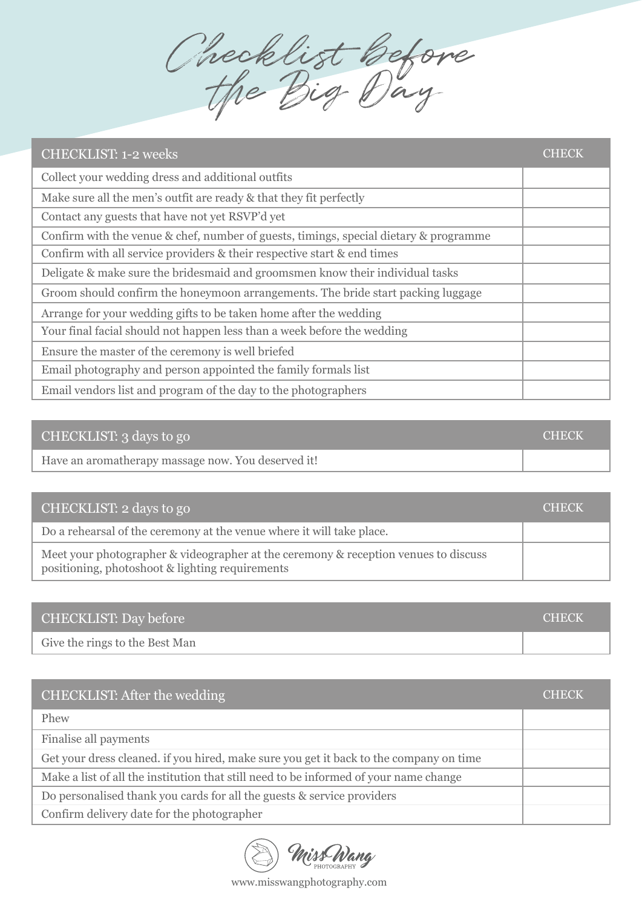# Checklist Before the Big Day

| CHECKLIST: 1-2 weeks | CHECK |
| --- | --- |
| Collect your wedding dress and additional outfits | |
| Make sure all the men's outfit are ready & that they fit perfectly | |
| Contact any guests that have not yet RSVP'd yet | |
| Confirm with the venue & chef, number of guests, timings, special dietary & programme | |
| Confirm with all service providers & their respective start & end times | |
| Deligate & make sure the bridesmaid and groomsmen know their individual tasks | |
| Groom should confirm the honeymoon arrangements. The bride start packing luggage | |
| Arrange for your wedding gifts to be taken home after the wedding | |
| Your final facial should not happen less than a week before the wedding | |
| Ensure the master of the ceremony is well briefed | |
| Email photography and person appointed the family formals list | |
| Email vendors list and program of the day to the photographers | |

| CHECKLIST: 3 days to go | CHECK |
| --- | --- |
| Have an aromatherapy massage now. You deserved it! | |

| CHECKLIST: 2 days to go | CHECK |
| --- | --- |
| Do a rehearsal of the ceremony at the venue where it will take place. | |
| Meet your photographer & videographer at the ceremony & reception venues to discuss positioning, photoshoot & lighting requirements | |

| CHECKLIST: Day before | CHECK |
| --- | --- |
| Give the rings to the Best Man | |

| CHECKLIST: After the wedding | CHECK |
| --- | --- |
| Phew | |
| Finalise all payments | |
| Get your dress cleaned. if you hired, make sure you get it back to the company on time | |
| Make a list of all the institution that still need to be informed of your name change | |
| Do personalised thank you cards for all the guests & service providers | |
| Confirm delivery date for the photographer | |

Miss Wang PHOTOGRAPHY

www.misswangphotography.com